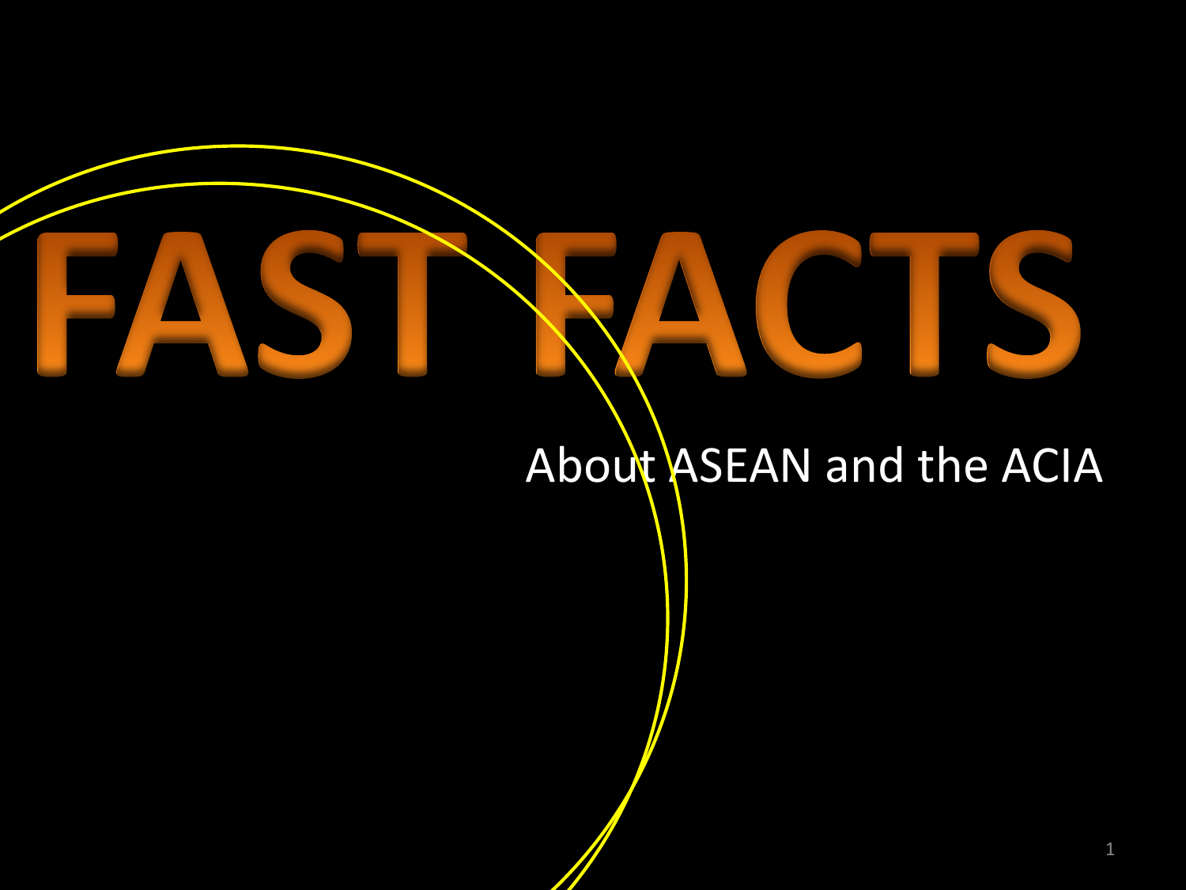# FAST FACTS

About ASEAN and the ACIA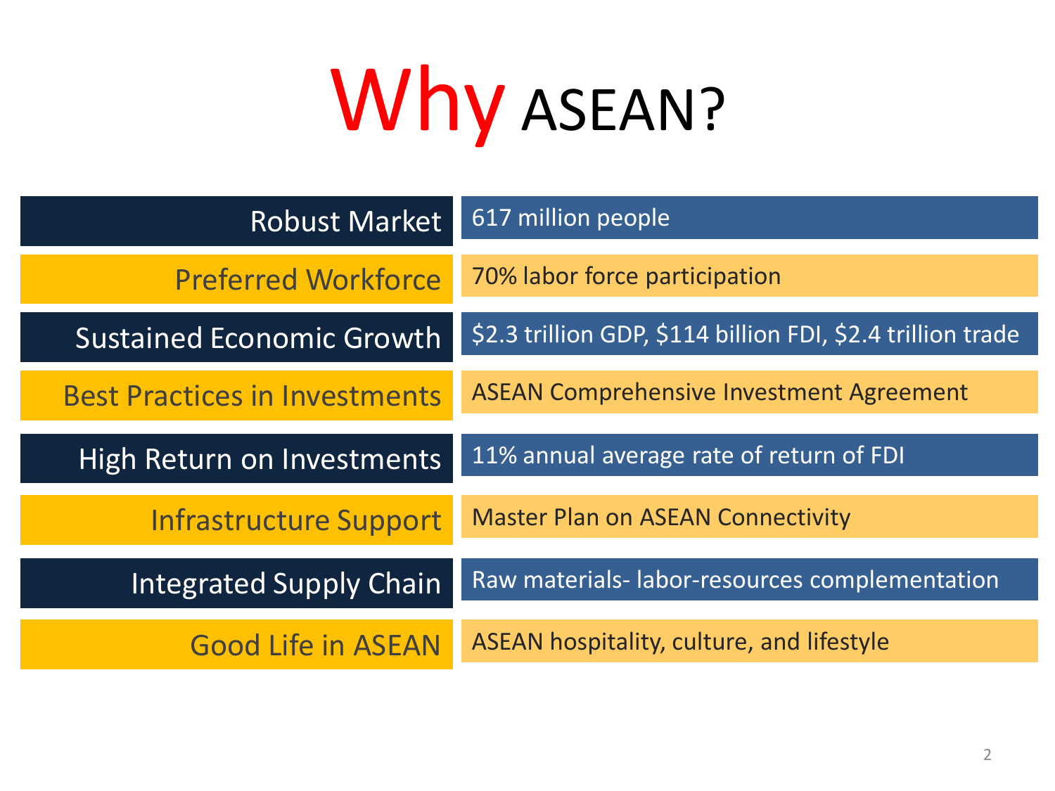# Why ASEAN?

| | |
|---|---|
| Robust Market | 617 million people |
| Preferred Workforce | 70% labor force participation |
| Sustained Economic Growth | $2.3 trillion GDP, $114 billion FDI, $2.4 trillion trade |
| Best Practices in Investments | ASEAN Comprehensive Investment Agreement |
| High Return on Investments | 11% annual average rate of return of FDI |
| Infrastructure Support | Master Plan on ASEAN Connectivity |
| Integrated Supply Chain | Raw materials- labor-resources complementation |
| Good Life in ASEAN | ASEAN hospitality, culture, and lifestyle |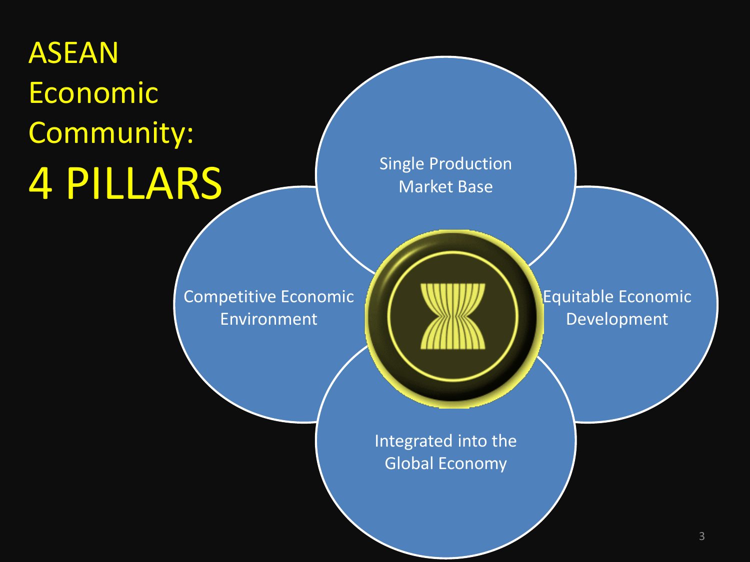# ASEAN Economic Community: 4 PILLARS

- Single Production Market Base
- Competitive Economic Environment
- Equitable Economic Development
- Integrated into the Global Economy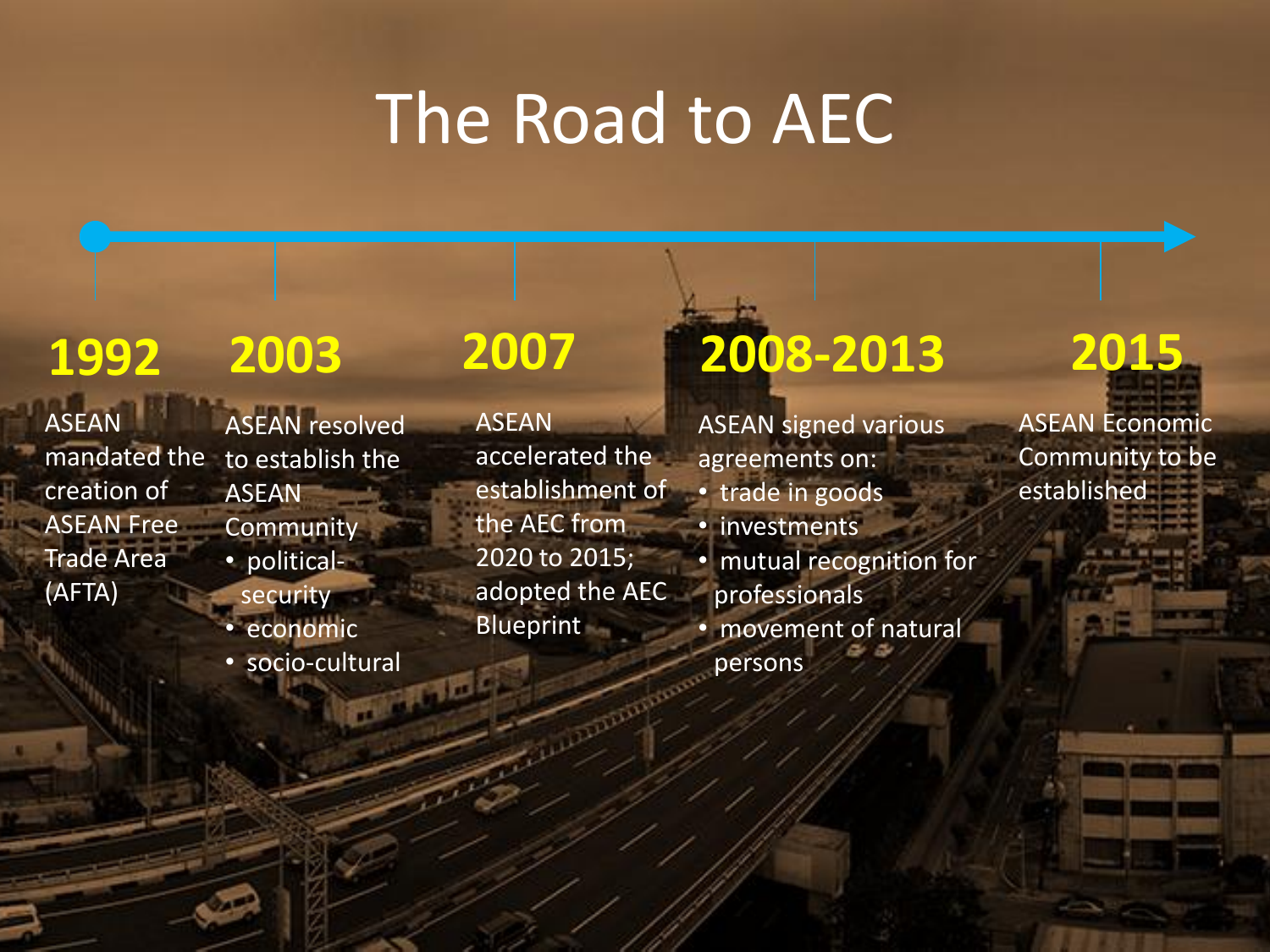# The Road to AEC

**1992**

ASEAN mandated the creation of ASEAN Free Trade Area (AFTA)

**2003**

ASEAN resolved to establish the ASEAN Community

- political-security
- economic
- socio-cultural

**2007**

ASEAN accelerated the establishment of the AEC from 2020 to 2015; adopted the AEC Blueprint

**2008-2013**

ASEAN signed various agreements on:

- trade in goods
- investments
- mutual recognition for professionals
- movement of natural persons

**2015**

ASEAN Economic Community to be established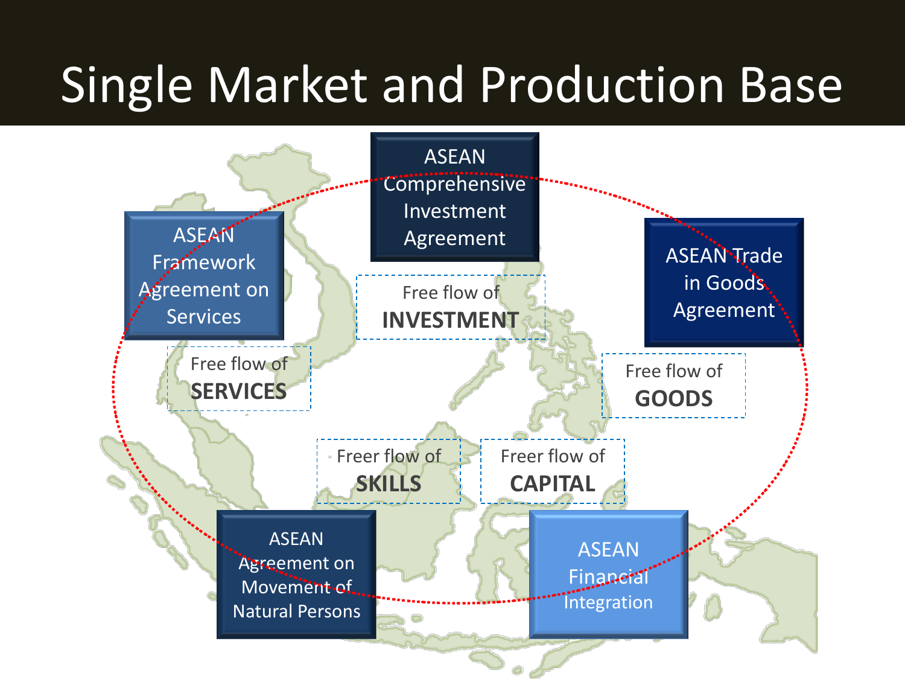# Single Market and Production Base

ASEAN Comprehensive Investment Agreement

Free flow of **INVESTMENT**

ASEAN Framework Agreement on Services

Free flow of **SERVICES**

ASEAN Trade in Goods Agreement

Free flow of **GOODS**

Freer flow of **SKILLS**

Freer flow of **CAPITAL**

ASEAN Agreement on Movement of Natural Persons

ASEAN Financial Integration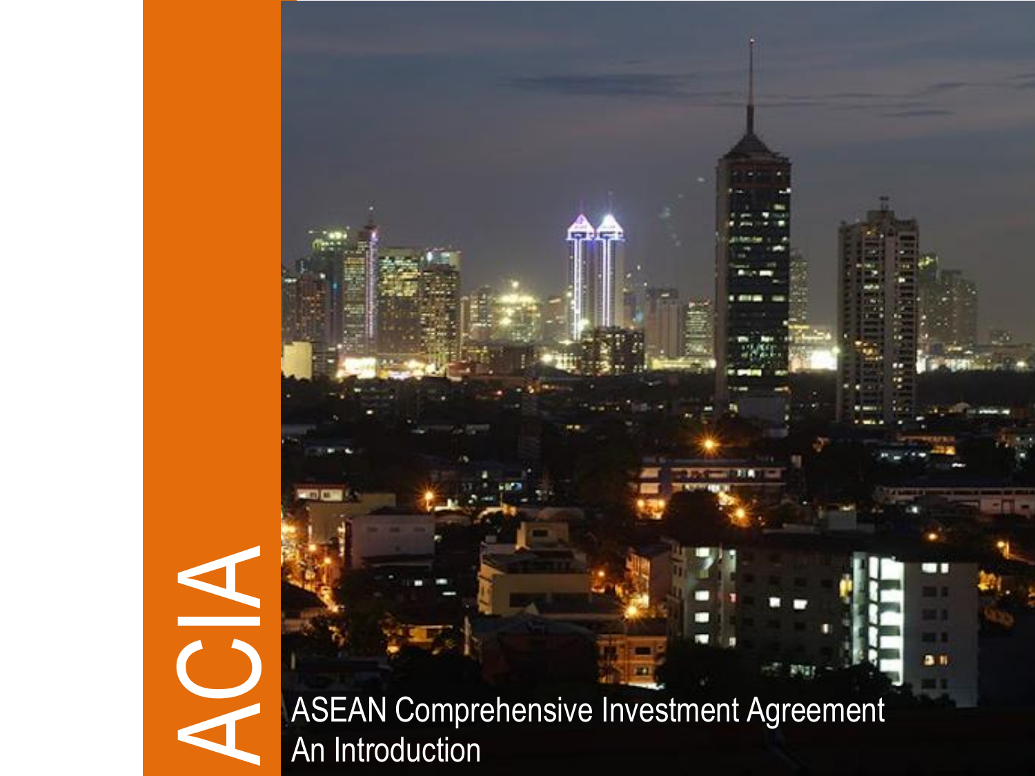# ACIA

ASEAN Comprehensive Investment Agreement
An Introduction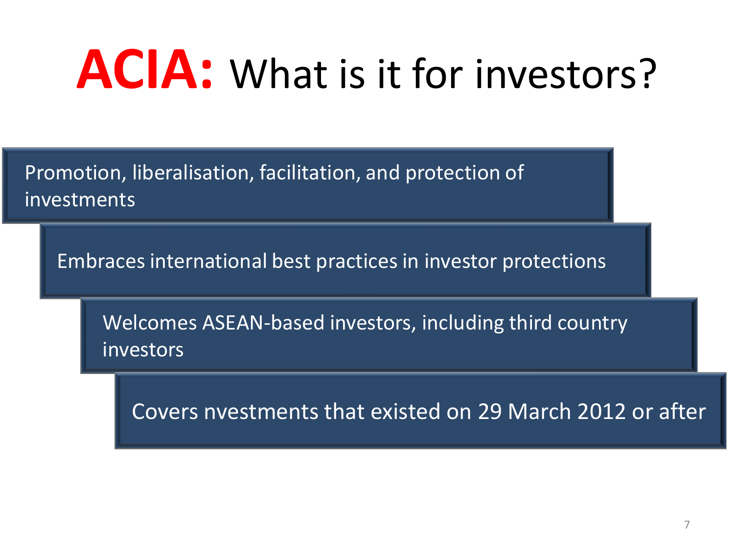# **ACIA:** What is it for investors?

- Promotion, liberalisation, facilitation, and protection of investments
- Embraces international best practices in investor protections
- Welcomes ASEAN-based investors, including third country investors
- Covers nvestments that existed on 29 March 2012 or after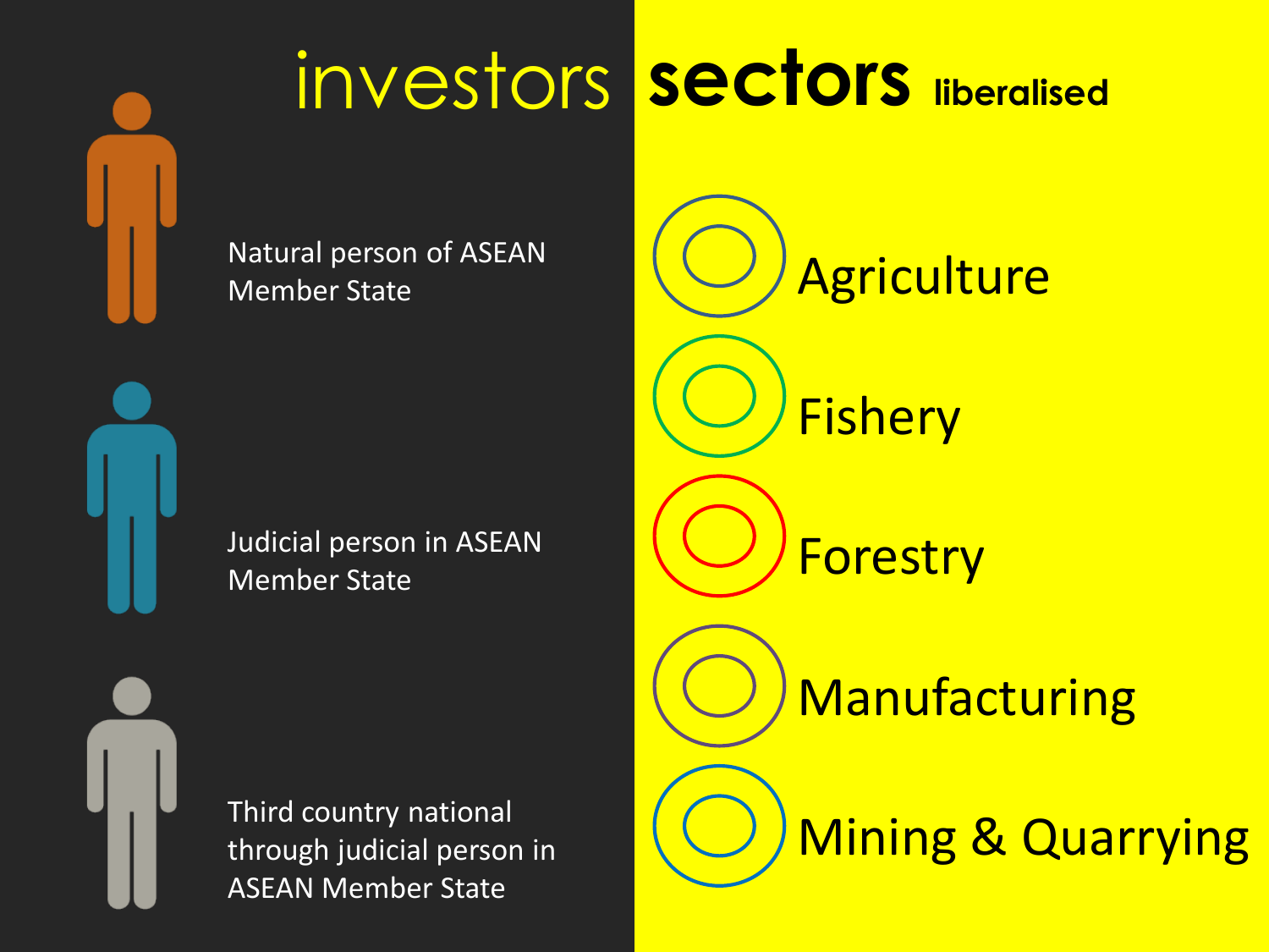# investors

- Natural person of ASEAN Member State
- Judicial person in ASEAN Member State
- Third country national through judicial person in ASEAN Member State

# sectors liberalised

- Agriculture
- Fishery
- Forestry
- Manufacturing
- Mining & Quarrying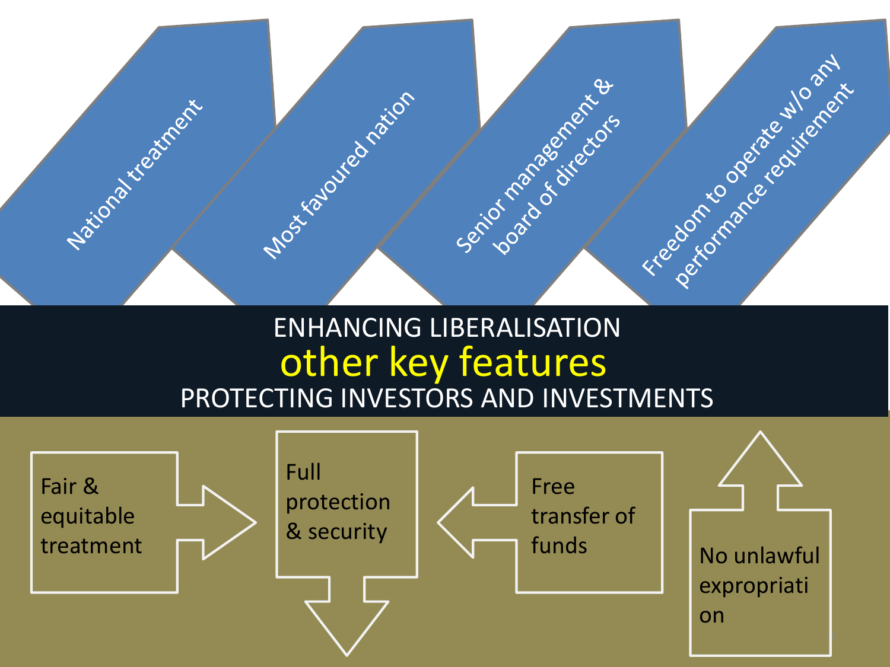National treatment

Most favoured nation

Senior management & board of directors

Freedom to operate w/o any performance requirement

ENHANCING LIBERALISATION

## other key features

PROTECTING INVESTORS AND INVESTMENTS

Fair & equitable treatment

Full protection & security

Free transfer of funds

No unlawful expropriation